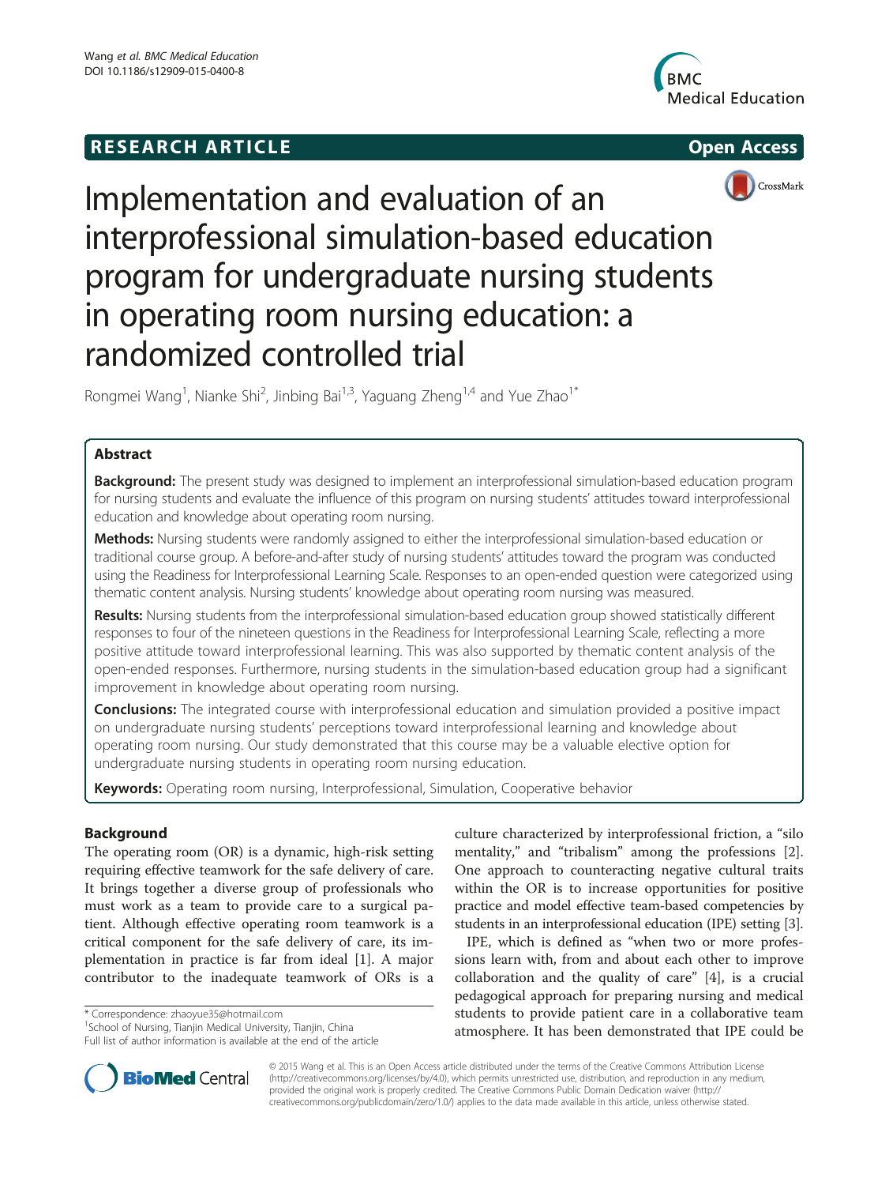**RESEARCH ARTICLE** **Open Access**

# Implementation and evaluation of an interprofessional simulation-based education program for undergraduate nursing students in operating room nursing education: a randomized controlled trial

Rongmei Wang[1], Nianke Shi[2], Jinbing Bai[1,3], Yaguang Zheng[1,4] and Yue Zhao[1*]

## Abstract

**Background:** The present study was designed to implement an interprofessional simulation-based education program for nursing students and evaluate the influence of this program on nursing students' attitudes toward interprofessional education and knowledge about operating room nursing.

**Methods:** Nursing students were randomly assigned to either the interprofessional simulation-based education or traditional course group. A before-and-after study of nursing students' attitudes toward the program was conducted using the Readiness for Interprofessional Learning Scale. Responses to an open-ended question were categorized using thematic content analysis. Nursing students' knowledge about operating room nursing was measured.

**Results:** Nursing students from the interprofessional simulation-based education group showed statistically different responses to four of the nineteen questions in the Readiness for Interprofessional Learning Scale, reflecting a more positive attitude toward interprofessional learning. This was also supported by thematic content analysis of the open-ended responses. Furthermore, nursing students in the simulation-based education group had a significant improvement in knowledge about operating room nursing.

**Conclusions:** The integrated course with interprofessional education and simulation provided a positive impact on undergraduate nursing students' perceptions toward interprofessional learning and knowledge about operating room nursing. Our study demonstrated that this course may be a valuable elective option for undergraduate nursing students in operating room nursing education.

**Keywords:** Operating room nursing, Interprofessional, Simulation, Cooperative behavior

## Background

The operating room (OR) is a dynamic, high-risk setting requiring effective teamwork for the safe delivery of care. It brings together a diverse group of professionals who must work as a team to provide care to a surgical patient. Although effective operating room teamwork is a critical component for the safe delivery of care, its implementation in practice is far from ideal [1]. A major contributor to the inadequate teamwork of ORs is a culture characterized by interprofessional friction, a "silo mentality," and "tribalism" among the professions [2]. One approach to counteracting negative cultural traits within the OR is to increase opportunities for positive practice and model effective team-based competencies by students in an interprofessional education (IPE) setting [3].

IPE, which is defined as "when two or more professions learn with, from and about each other to improve collaboration and the quality of care" [4], is a crucial pedagogical approach for preparing nursing and medical students to provide patient care in a collaborative team atmosphere. It has been demonstrated that IPE could be

\* Correspondence: zhaoyue35@hotmail.com
[1]School of Nursing, Tianjin Medical University, Tianjin, China
Full list of author information is available at the end of the article

© 2015 Wang et al. This is an Open Access article distributed under the terms of the Creative Commons Attribution License (http://creativecommons.org/licenses/by/4.0), which permits unrestricted use, distribution, and reproduction in any medium, provided the original work is properly credited. The Creative Commons Public Domain Dedication waiver (http://creativecommons.org/publicdomain/zero/1.0/) applies to the data made available in this article, unless otherwise stated.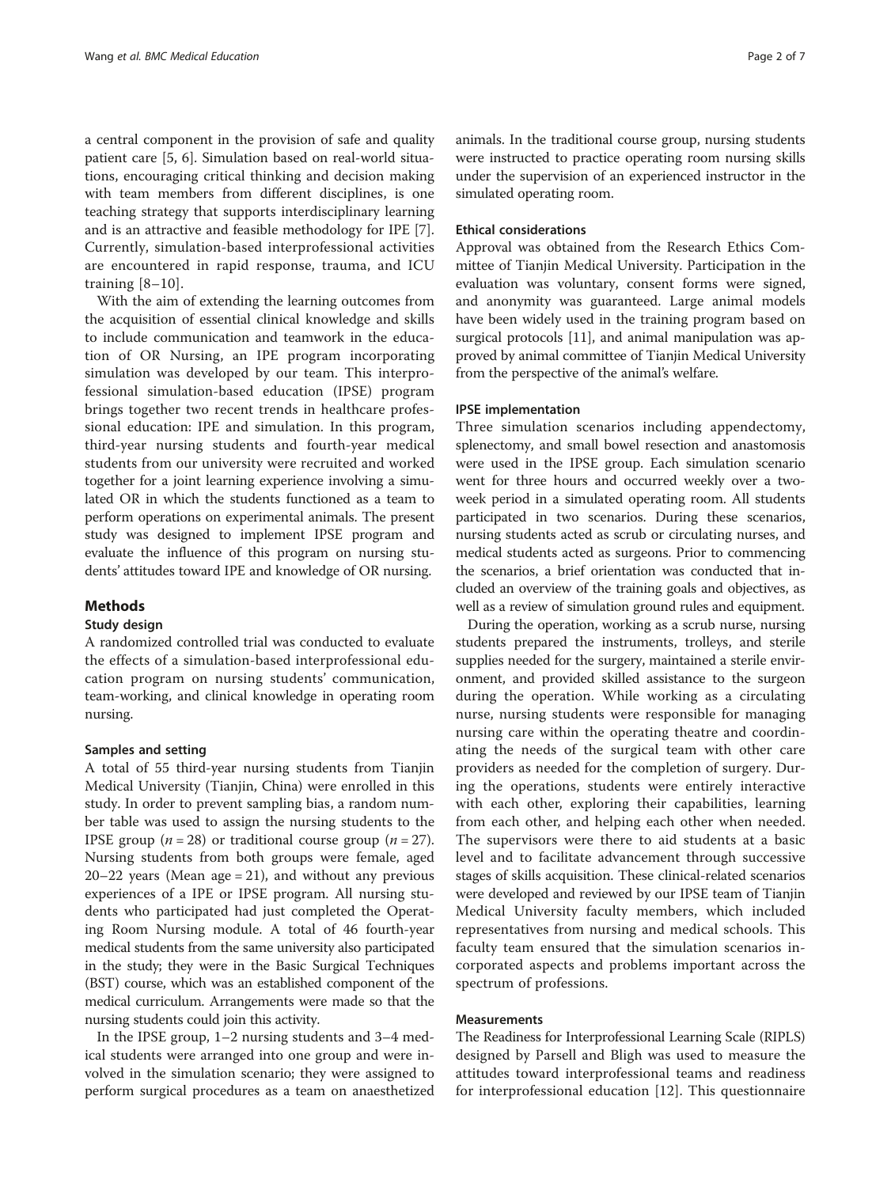a central component in the provision of safe and quality patient care [5, 6]. Simulation based on real-world situations, encouraging critical thinking and decision making with team members from different disciplines, is one teaching strategy that supports interdisciplinary learning and is an attractive and feasible methodology for IPE [7]. Currently, simulation-based interprofessional activities are encountered in rapid response, trauma, and ICU training [8–10].

With the aim of extending the learning outcomes from the acquisition of essential clinical knowledge and skills to include communication and teamwork in the education of OR Nursing, an IPE program incorporating simulation was developed by our team. This interprofessional simulation-based education (IPSE) program brings together two recent trends in healthcare professional education: IPE and simulation. In this program, third-year nursing students and fourth-year medical students from our university were recruited and worked together for a joint learning experience involving a simulated OR in which the students functioned as a team to perform operations on experimental animals. The present study was designed to implement IPSE program and evaluate the influence of this program on nursing students' attitudes toward IPE and knowledge of OR nursing.

## Methods

### Study design

A randomized controlled trial was conducted to evaluate the effects of a simulation-based interprofessional education program on nursing students' communication, team-working, and clinical knowledge in operating room nursing.

#### Samples and setting

A total of 55 third-year nursing students from Tianjin Medical University (Tianjin, China) were enrolled in this study. In order to prevent sampling bias, a random number table was used to assign the nursing students to the IPSE group ($n = 28$) or traditional course group ($n = 27$). Nursing students from both groups were female, aged 20–22 years (Mean age = 21), and without any previous experiences of a IPE or IPSE program. All nursing students who participated had just completed the Operating Room Nursing module. A total of 46 fourth-year medical students from the same university also participated in the study; they were in the Basic Surgical Techniques (BST) course, which was an established component of the medical curriculum. Arrangements were made so that the nursing students could join this activity.

In the IPSE group, 1–2 nursing students and 3–4 medical students were arranged into one group and were involved in the simulation scenario; they were assigned to perform surgical procedures as a team on anaesthetized animals. In the traditional course group, nursing students were instructed to practice operating room nursing skills under the supervision of an experienced instructor in the simulated operating room.

#### Ethical considerations

Approval was obtained from the Research Ethics Committee of Tianjin Medical University. Participation in the evaluation was voluntary, consent forms were signed, and anonymity was guaranteed. Large animal models have been widely used in the training program based on surgical protocols [11], and animal manipulation was approved by animal committee of Tianjin Medical University from the perspective of the animal's welfare.

#### IPSE implementation

Three simulation scenarios including appendectomy, splenectomy, and small bowel resection and anastomosis were used in the IPSE group. Each simulation scenario went for three hours and occurred weekly over a two-week period in a simulated operating room. All students participated in two scenarios. During these scenarios, nursing students acted as scrub or circulating nurses, and medical students acted as surgeons. Prior to commencing the scenarios, a brief orientation was conducted that included an overview of the training goals and objectives, as well as a review of simulation ground rules and equipment.

During the operation, working as a scrub nurse, nursing students prepared the instruments, trolleys, and sterile supplies needed for the surgery, maintained a sterile environment, and provided skilled assistance to the surgeon during the operation. While working as a circulating nurse, nursing students were responsible for managing nursing care within the operating theatre and coordinating the needs of the surgical team with other care providers as needed for the completion of surgery. During the operations, students were entirely interactive with each other, exploring their capabilities, learning from each other, and helping each other when needed. The supervisors were there to aid students at a basic level and to facilitate advancement through successive stages of skills acquisition. These clinical-related scenarios were developed and reviewed by our IPSE team of Tianjin Medical University faculty members, which included representatives from nursing and medical schools. This faculty team ensured that the simulation scenarios incorporated aspects and problems important across the spectrum of professions.

#### Measurements

The Readiness for Interprofessional Learning Scale (RIPLS) designed by Parsell and Bligh was used to measure the attitudes toward interprofessional teams and readiness for interprofessional education [12]. This questionnaire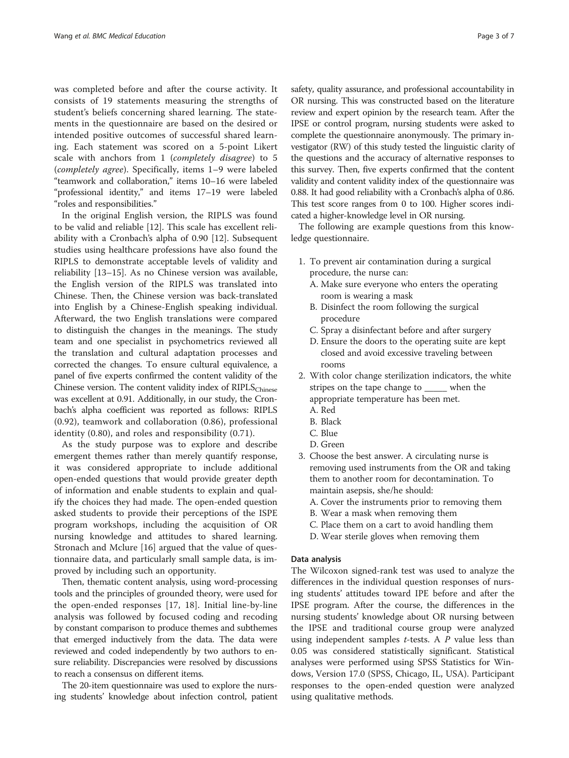was completed before and after the course activity. It consists of 19 statements measuring the strengths of student's beliefs concerning shared learning. The statements in the questionnaire are based on the desired or intended positive outcomes of successful shared learning. Each statement was scored on a 5-point Likert scale with anchors from 1 (*completely disagree*) to 5 (*completely agree*). Specifically, items 1–9 were labeled "teamwork and collaboration," items 10–16 were labeled "professional identity," and items 17–19 were labeled "roles and responsibilities."

In the original English version, the RIPLS was found to be valid and reliable [12]. This scale has excellent reliability with a Cronbach's alpha of 0.90 [12]. Subsequent studies using healthcare professions have also found the RIPLS to demonstrate acceptable levels of validity and reliability [13–15]. As no Chinese version was available, the English version of the RIPLS was translated into Chinese. Then, the Chinese version was back-translated into English by a Chinese-English speaking individual. Afterward, the two English translations were compared to distinguish the changes in the meanings. The study team and one specialist in psychometrics reviewed all the translation and cultural adaptation processes and corrected the changes. To ensure cultural equivalence, a panel of five experts confirmed the content validity of the Chinese version. The content validity index of $\text{RIPLS}_{\text{Chinese}}$ was excellent at 0.91. Additionally, in our study, the Cronbach's alpha coefficient was reported as follows: RIPLS (0.92), teamwork and collaboration (0.86), professional identity (0.80), and roles and responsibility (0.71).

As the study purpose was to explore and describe emergent themes rather than merely quantify response, it was considered appropriate to include additional open-ended questions that would provide greater depth of information and enable students to explain and qualify the choices they had made. The open-ended question asked students to provide their perceptions of the ISPE program workshops, including the acquisition of OR nursing knowledge and attitudes to shared learning. Stronach and Mclure [16] argued that the value of questionnaire data, and particularly small sample data, is improved by including such an opportunity.

Then, thematic content analysis, using word-processing tools and the principles of grounded theory, were used for the open-ended responses [17, 18]. Initial line-by-line analysis was followed by focused coding and recoding by constant comparison to produce themes and subthemes that emerged inductively from the data. The data were reviewed and coded independently by two authors to ensure reliability. Discrepancies were resolved by discussions to reach a consensus on different items.

The 20-item questionnaire was used to explore the nursing students' knowledge about infection control, patient safety, quality assurance, and professional accountability in OR nursing. This was constructed based on the literature review and expert opinion by the research team. After the IPSE or control program, nursing students were asked to complete the questionnaire anonymously. The primary investigator (RW) of this study tested the linguistic clarity of the questions and the accuracy of alternative responses to this survey. Then, five experts confirmed that the content validity and content validity index of the questionnaire was 0.88. It had good reliability with a Cronbach's alpha of 0.86. This test score ranges from 0 to 100. Higher scores indicated a higher-knowledge level in OR nursing.

The following are example questions from this knowledge questionnaire.

1. To prevent air contamination during a surgical procedure, the nurse can:
   A. Make sure everyone who enters the operating room is wearing a mask
   B. Disinfect the room following the surgical procedure
   C. Spray a disinfectant before and after surgery
   D. Ensure the doors to the operating suite are kept closed and avoid excessive traveling between rooms
2. With color change sterilization indicators, the white stripes on the tape change to _____ when the appropriate temperature has been met.
   A. Red
   B. Black
   C. Blue
   D. Green
3. Choose the best answer. A circulating nurse is removing used instruments from the OR and taking them to another room for decontamination. To maintain asepsis, she/he should:
   A. Cover the instruments prior to removing them
   B. Wear a mask when removing them
   C. Place them on a cart to avoid handling them
   D. Wear sterile gloves when removing them

#### Data analysis

The Wilcoxon signed-rank test was used to analyze the differences in the individual question responses of nursing students' attitudes toward IPE before and after the IPSE program. After the course, the differences in the nursing students' knowledge about OR nursing between the IPSE and traditional course group were analyzed using independent samples *t*-tests. A *P* value less than 0.05 was considered statistically significant. Statistical analyses were performed using SPSS Statistics for Windows, Version 17.0 (SPSS, Chicago, IL, USA). Participant responses to the open-ended question were analyzed using qualitative methods.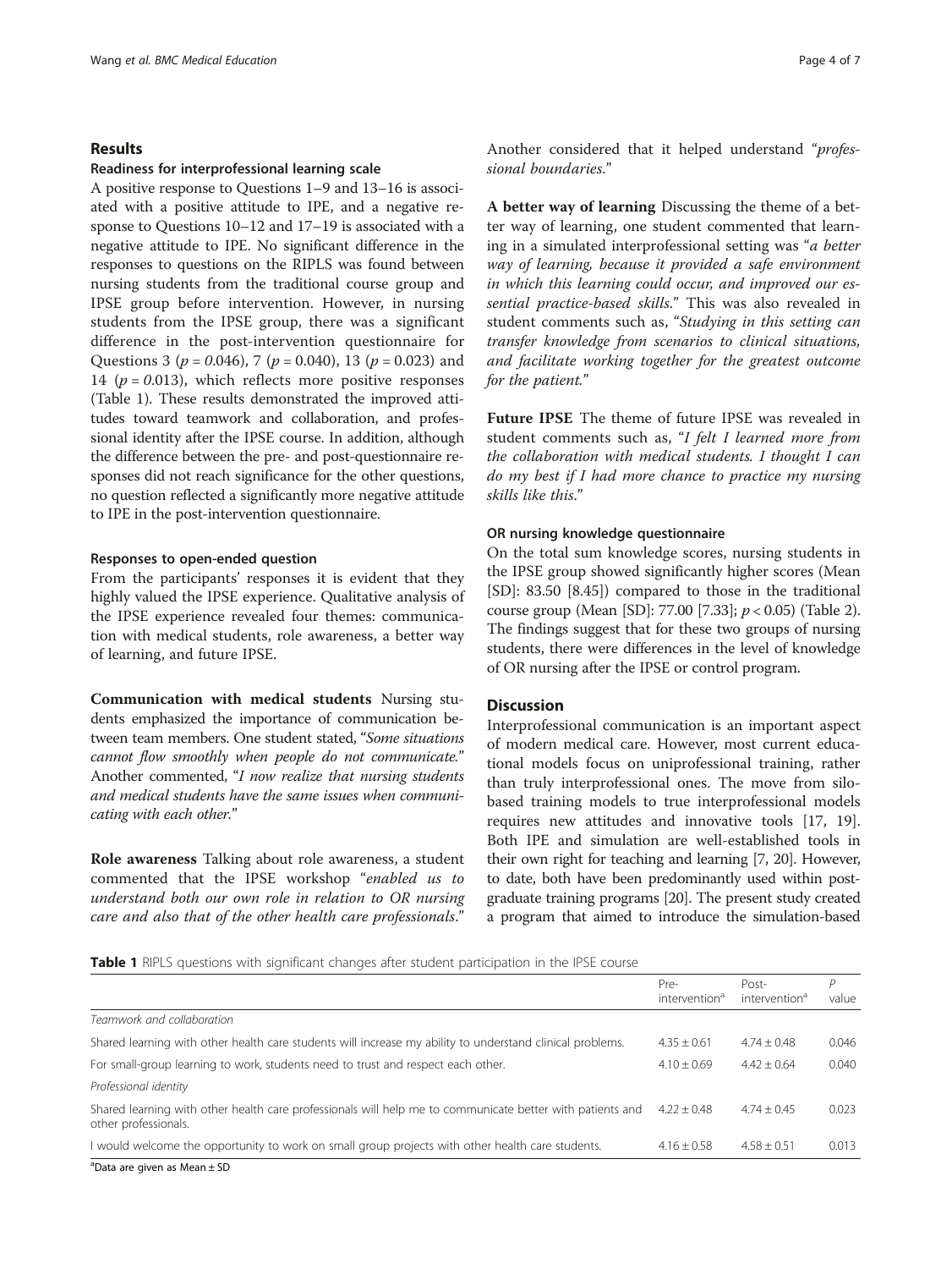## Results

### Readiness for interprofessional learning scale

A positive response to Questions 1–9 and 13–16 is associated with a positive attitude to IPE, and a negative response to Questions 10–12 and 17–19 is associated with a negative attitude to IPE. No significant difference in the responses to questions on the RIPLS was found between nursing students from the traditional course group and IPSE group before intervention. However, in nursing students from the IPSE group, there was a significant difference in the post-intervention questionnaire for Questions 3 ($p = 0.046$), 7 ($p = 0.040$), 13 ($p = 0.023$) and 14 ($p = 0.013$), which reflects more positive responses (Table 1). These results demonstrated the improved attitudes toward teamwork and collaboration, and professional identity after the IPSE course. In addition, although the difference between the pre- and post-questionnaire responses did not reach significance for the other questions, no question reflected a significantly more negative attitude to IPE in the post-intervention questionnaire.

### Responses to open-ended question

From the participants' responses it is evident that they highly valued the IPSE experience. Qualitative analysis of the IPSE experience revealed four themes: communication with medical students, role awareness, a better way of learning, and future IPSE.

**Communication with medical students** Nursing students emphasized the importance of communication between team members. One student stated, "*Some situations cannot flow smoothly when people do not communicate.*" Another commented, "*I now realize that nursing students and medical students have the same issues when communicating with each other.*"

**Role awareness** Talking about role awareness, a student commented that the IPSE workshop "*enabled us to understand both our own role in relation to OR nursing care and also that of the other health care professionals.*" Another considered that it helped understand "*professional boundaries.*"

**A better way of learning** Discussing the theme of a better way of learning, one student commented that learning in a simulated interprofessional setting was "*a better way of learning, because it provided a safe environment in which this learning could occur, and improved our essential practice-based skills.*" This was also revealed in student comments such as, "*Studying in this setting can transfer knowledge from scenarios to clinical situations, and facilitate working together for the greatest outcome for the patient.*"

**Future IPSE** The theme of future IPSE was revealed in student comments such as, "*I felt I learned more from the collaboration with medical students. I thought I can do my best if I had more chance to practice my nursing skills like this.*"

### OR nursing knowledge questionnaire

On the total sum knowledge scores, nursing students in the IPSE group showed significantly higher scores (Mean [SD]: 83.50 [8.45]) compared to those in the traditional course group (Mean [SD]: 77.00 [7.33]; $p < 0.05$) (Table 2). The findings suggest that for these two groups of nursing students, there were differences in the level of knowledge of OR nursing after the IPSE or control program.

## Discussion

Interprofessional communication is an important aspect of modern medical care. However, most current educational models focus on uniprofessional training, rather than truly interprofessional ones. The move from silo-based training models to true interprofessional models requires new attitudes and innovative tools [17, 19]. Both IPE and simulation are well-established tools in their own right for teaching and learning [7, 20]. However, to date, both have been predominantly used within postgraduate training programs [20]. The present study created a program that aimed to introduce the simulation-based

**Table 1** RIPLS questions with significant changes after student participation in the IPSE course

| | Pre-intervention[a] | Post-intervention[a] | P value |
|---|---|---|---|
| *Teamwork and collaboration* | | | |
| Shared learning with other health care students will increase my ability to understand clinical problems. | 4.35 ± 0.61 | 4.74 ± 0.48 | 0.046 |
| For small-group learning to work, students need to trust and respect each other. | 4.10 ± 0.69 | 4.42 ± 0.64 | 0.040 |
| *Professional identity* | | | |
| Shared learning with other health care professionals will help me to communicate better with patients and other professionals. | 4.22 ± 0.48 | 4.74 ± 0.45 | 0.023 |
| I would welcome the opportunity to work on small group projects with other health care students. | 4.16 ± 0.58 | 4.58 ± 0.51 | 0.013 |

[a]Data are given as Mean ± SD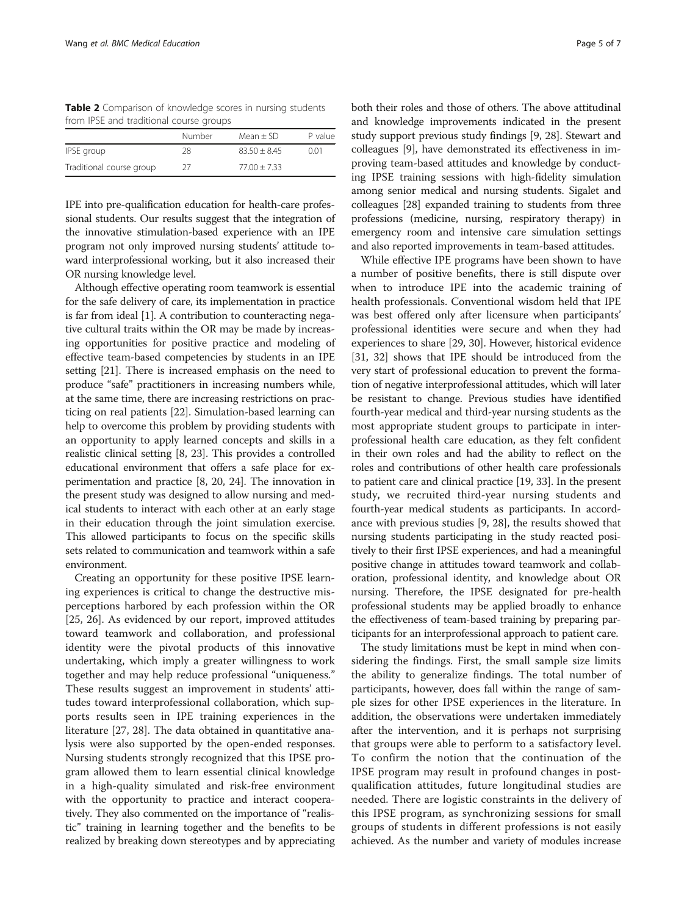**Table 2** Comparison of knowledge scores in nursing students from IPSE and traditional course groups

| | Number | Mean ± SD | P value |
|---|---|---|---|
| IPSE group | 28 | 83.50 ± 8.45 | 0.01 |
| Traditional course group | 27 | 77.00 ± 7.33 | |

IPE into pre-qualification education for health-care professional students. Our results suggest that the integration of the innovative stimulation-based experience with an IPE program not only improved nursing students' attitude toward interprofessional working, but it also increased their OR nursing knowledge level.

Although effective operating room teamwork is essential for the safe delivery of care, its implementation in practice is far from ideal [1]. A contribution to counteracting negative cultural traits within the OR may be made by increasing opportunities for positive practice and modeling of effective team-based competencies by students in an IPE setting [21]. There is increased emphasis on the need to produce "safe" practitioners in increasing numbers while, at the same time, there are increasing restrictions on practicing on real patients [22]. Simulation-based learning can help to overcome this problem by providing students with an opportunity to apply learned concepts and skills in a realistic clinical setting [8, 23]. This provides a controlled educational environment that offers a safe place for experimentation and practice [8, 20, 24]. The innovation in the present study was designed to allow nursing and medical students to interact with each other at an early stage in their education through the joint simulation exercise. This allowed participants to focus on the specific skills sets related to communication and teamwork within a safe environment.

Creating an opportunity for these positive IPSE learning experiences is critical to change the destructive misperceptions harbored by each profession within the OR [25, 26]. As evidenced by our report, improved attitudes toward teamwork and collaboration, and professional identity were the pivotal products of this innovative undertaking, which imply a greater willingness to work together and may help reduce professional "uniqueness." These results suggest an improvement in students' attitudes toward interprofessional collaboration, which supports results seen in IPE training experiences in the literature [27, 28]. The data obtained in quantitative analysis were also supported by the open-ended responses. Nursing students strongly recognized that this IPSE program allowed them to learn essential clinical knowledge in a high-quality simulated and risk-free environment with the opportunity to practice and interact cooperatively. They also commented on the importance of "realistic" training in learning together and the benefits to be realized by breaking down stereotypes and by appreciating both their roles and those of others. The above attitudinal and knowledge improvements indicated in the present study support previous study findings [9, 28]. Stewart and colleagues [9], have demonstrated its effectiveness in improving team-based attitudes and knowledge by conducting IPSE training sessions with high-fidelity simulation among senior medical and nursing students. Sigalet and colleagues [28] expanded training to students from three professions (medicine, nursing, respiratory therapy) in emergency room and intensive care simulation settings and also reported improvements in team-based attitudes.

While effective IPE programs have been shown to have a number of positive benefits, there is still dispute over when to introduce IPE into the academic training of health professionals. Conventional wisdom held that IPE was best offered only after licensure when participants' professional identities were secure and when they had experiences to share [29, 30]. However, historical evidence [31, 32] shows that IPE should be introduced from the very start of professional education to prevent the formation of negative interprofessional attitudes, which will later be resistant to change. Previous studies have identified fourth-year medical and third-year nursing students as the most appropriate student groups to participate in interprofessional health care education, as they felt confident in their own roles and had the ability to reflect on the roles and contributions of other health care professionals to patient care and clinical practice [19, 33]. In the present study, we recruited third-year nursing students and fourth-year medical students as participants. In accordance with previous studies [9, 28], the results showed that nursing students participating in the study reacted positively to their first IPSE experiences, and had a meaningful positive change in attitudes toward teamwork and collaboration, professional identity, and knowledge about OR nursing. Therefore, the IPSE designated for pre-health professional students may be applied broadly to enhance the effectiveness of team-based training by preparing participants for an interprofessional approach to patient care.

The study limitations must be kept in mind when considering the findings. First, the small sample size limits the ability to generalize findings. The total number of participants, however, does fall within the range of sample sizes for other IPSE experiences in the literature. In addition, the observations were undertaken immediately after the intervention, and it is perhaps not surprising that groups were able to perform to a satisfactory level. To confirm the notion that the continuation of the IPSE program may result in profound changes in post-qualification attitudes, future longitudinal studies are needed. There are logistic constraints in the delivery of this IPSE program, as synchronizing sessions for small groups of students in different professions is not easily achieved. As the number and variety of modules increase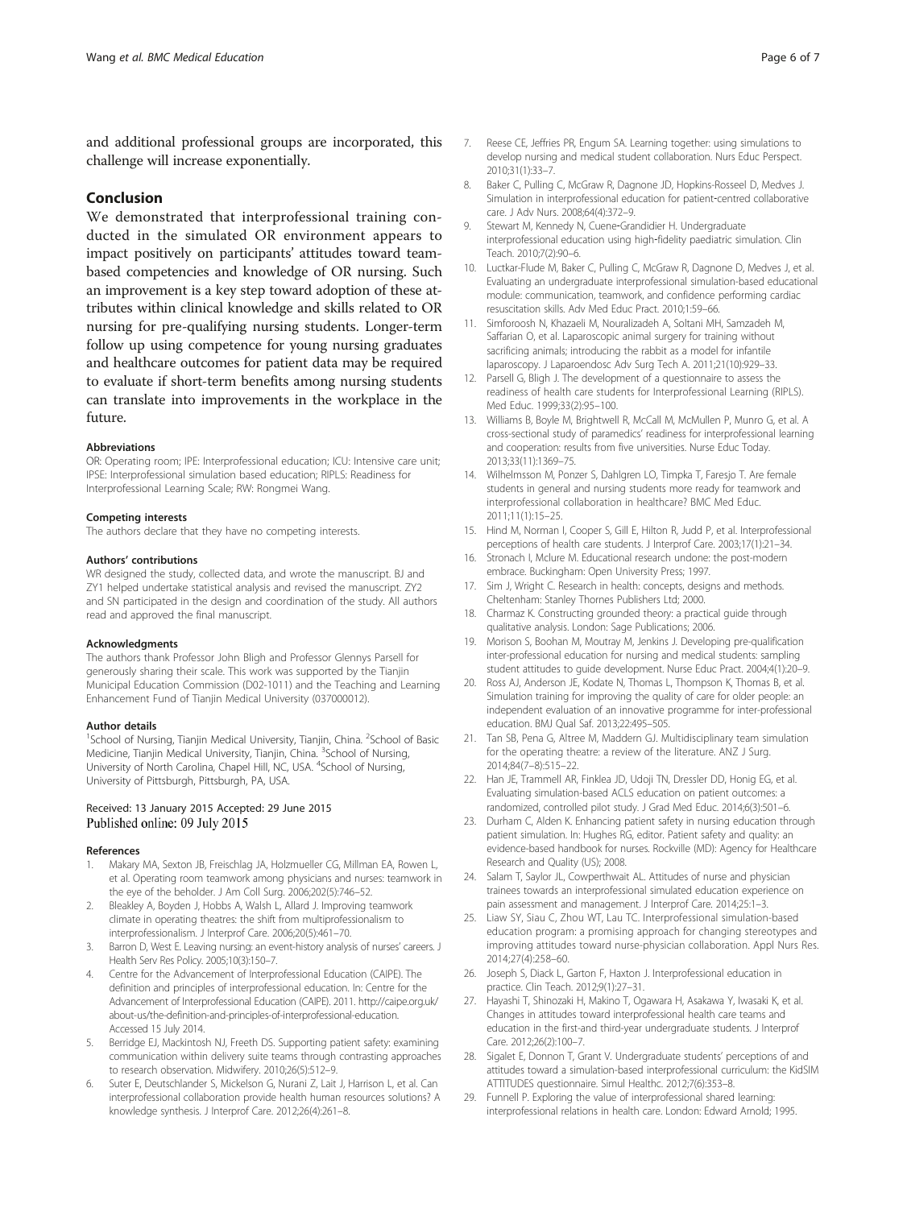and additional professional groups are incorporated, this challenge will increase exponentially.

## Conclusion

We demonstrated that interprofessional training conducted in the simulated OR environment appears to impact positively on participants' attitudes toward team-based competencies and knowledge of OR nursing. Such an improvement is a key step toward adoption of these attributes within clinical knowledge and skills related to OR nursing for pre-qualifying nursing students. Longer-term follow up using competence for young nursing graduates and healthcare outcomes for patient data may be required to evaluate if short-term benefits among nursing students can translate into improvements in the workplace in the future.

#### Abbreviations

OR: Operating room; IPE: Interprofessional education; ICU: Intensive care unit; IPSE: Interprofessional simulation based education; RIPLS: Readiness for Interprofessional Learning Scale; RW: Rongmei Wang.

#### Competing interests

The authors declare that they have no competing interests.

#### Authors' contributions

WR designed the study, collected data, and wrote the manuscript. BJ and ZY1 helped undertake statistical analysis and revised the manuscript. ZY2 and SN participated in the design and coordination of the study. All authors read and approved the final manuscript.

#### Acknowledgments

The authors thank Professor John Bligh and Professor Glennys Parsell for generously sharing their scale. This work was supported by the Tianjin Municipal Education Commission (D02-1011) and the Teaching and Learning Enhancement Fund of Tianjin Medical University (037000012).

#### Author details

[1]School of Nursing, Tianjin Medical University, Tianjin, China. [2]School of Basic Medicine, Tianjin Medical University, Tianjin, China. [3]School of Nursing, University of North Carolina, Chapel Hill, NC, USA. [4]School of Nursing, University of Pittsburgh, Pittsburgh, PA, USA.

Received: 13 January 2015 Accepted: 29 June 2015
Published online: 09 July 2015

#### References

1. Makary MA, Sexton JB, Freischlag JA, Holzmueller CG, Millman EA, Rowen L, et al. Operating room teamwork among physicians and nurses: teamwork in the eye of the beholder. J Am Coll Surg. 2006;202(5):746–52.
2. Bleakley A, Boyden J, Hobbs A, Walsh L, Allard J. Improving teamwork climate in operating theatres: the shift from multiprofessionalism to interprofessionalism. J Interprof Care. 2006;20(5):461–70.
3. Barron D, West E. Leaving nursing: an event-history analysis of nurses' careers. J Health Serv Res Policy. 2005;10(3):150–7.
4. Centre for the Advancement of Interprofessional Education (CAIPE). The definition and principles of interprofessional education. In: Centre for the Advancement of Interprofessional Education (CAIPE). 2011. http://caipe.org.uk/about-us/the-definition-and-principles-of-interprofessional-education. Accessed 15 July 2014.
5. Berridge EJ, Mackintosh NJ, Freeth DS. Supporting patient safety: examining communication within delivery suite teams through contrasting approaches to research observation. Midwifery. 2010;26(5):512–9.
6. Suter E, Deutschlander S, Mickelson G, Nurani Z, Lait J, Harrison L, et al. Can interprofessional collaboration provide health human resources solutions? A knowledge synthesis. J Interprof Care. 2012;26(4):261–8.
7. Reese CE, Jeffries PR, Engum SA. Learning together: using simulations to develop nursing and medical student collaboration. Nurs Educ Perspect. 2010;31(1):33–7.
8. Baker C, Pulling C, McGraw R, Dagnone JD, Hopkins-Rosseel D, Medves J. Simulation in interprofessional education for patient-centred collaborative care. J Adv Nurs. 2008;64(4):372–9.
9. Stewart M, Kennedy N, Cuene-Grandidier H. Undergraduate interprofessional education using high-fidelity paediatric simulation. Clin Teach. 2010;7(2):90–6.
10. Luctkar-Flude M, Baker C, Pulling C, McGraw R, Dagnone D, Medves J, et al. Evaluating an undergraduate interprofessional simulation-based educational module: communication, teamwork, and confidence performing cardiac resuscitation skills. Adv Med Educ Pract. 2010;1:59–66.
11. Simforoosh N, Khazaeli M, Nouralizadeh A, Soltani MH, Samzadeh M, Saffarian O, et al. Laparoscopic animal surgery for training without sacrificing animals; introducing the rabbit as a model for infantile laparoscopy. J Laparoendosc Adv Surg Tech A. 2011;21(10):929–33.
12. Parsell G, Bligh J. The development of a questionnaire to assess the readiness of health care students for Interprofessional Learning (RIPLS). Med Educ. 1999;33(2):95–100.
13. Williams B, Boyle M, Brightwell R, McCall M, McMullen P, Munro G, et al. A cross-sectional study of paramedics' readiness for interprofessional learning and cooperation: results from five universities. Nurse Educ Today. 2013;33(11):1369–75.
14. Wilhelmsson M, Ponzer S, Dahlgren LO, Timpka T, Faresjo T. Are female students in general and nursing students more ready for teamwork and interprofessional collaboration in healthcare? BMC Med Educ. 2011;11(1):15–25.
15. Hind M, Norman I, Cooper S, Gill E, Hilton R, Judd P, et al. Interprofessional perceptions of health care students. J Interprof Care. 2003;17(1):21–34.
16. Stronach I, Mclure M. Educational research undone: the post-modern embrace. Buckingham: Open University Press; 1997.
17. Sim J, Wright C. Research in health: concepts, designs and methods. Cheltenham: Stanley Thornes Publishers Ltd; 2000.
18. Charmaz K. Constructing grounded theory: a practical guide through qualitative analysis. London: Sage Publications; 2006.
19. Morison S, Boohan M, Moutray M, Jenkins J. Developing pre-qualification inter-professional education for nursing and medical students: sampling student attitudes to guide development. Nurse Educ Pract. 2004;4(1):20–9.
20. Ross AJ, Anderson JE, Kodate N, Thomas L, Thompson K, Thomas B, et al. Simulation training for improving the quality of care for older people: an independent evaluation of an innovative programme for inter-professional education. BMJ Qual Saf. 2013;22:495–505.
21. Tan SB, Pena G, Altree M, Maddern GJ. Multidisciplinary team simulation for the operating theatre: a review of the literature. ANZ J Surg. 2014;84(7–8):515–22.
22. Han JE, Trammell AR, Finklea JD, Udoji TN, Dressler DD, Honig EG, et al. Evaluating simulation-based ACLS education on patient outcomes: a randomized, controlled pilot study. J Grad Med Educ. 2014;6(3):501–6.
23. Durham C, Alden K. Enhancing patient safety in nursing education through patient simulation. In: Hughes RG, editor. Patient safety and quality: an evidence-based handbook for nurses. Rockville (MD): Agency for Healthcare Research and Quality (US); 2008.
24. Salam T, Saylor JL, Cowperthwait AL. Attitudes of nurse and physician trainees towards an interprofessional simulated education experience on pain assessment and management. J Interprof Care. 2014;25:1–3.
25. Liaw SY, Siau C, Zhou WT, Lau TC. Interprofessional simulation-based education program: a promising approach for changing stereotypes and improving attitudes toward nurse-physician collaboration. Appl Nurs Res. 2014;27(4):258–60.
26. Joseph S, Diack L, Garton F, Haxton J. Interprofessional education in practice. Clin Teach. 2012;9(1):27–31.
27. Hayashi T, Shinozaki H, Makino T, Ogawara H, Asakawa Y, Iwasaki K, et al. Changes in attitudes toward interprofessional health care teams and education in the first-and third-year undergraduate students. J Interprof Care. 2012;26(2):100–7.
28. Sigalet E, Donnon T, Grant V. Undergraduate students' perceptions of and attitudes toward a simulation-based interprofessional curriculum: the KidSIM ATTITUDES questionnaire. Simul Healthc. 2012;7(6):353–8.
29. Funnell P. Exploring the value of interprofessional shared learning: interprofessional relations in health care. London: Edward Arnold; 1995.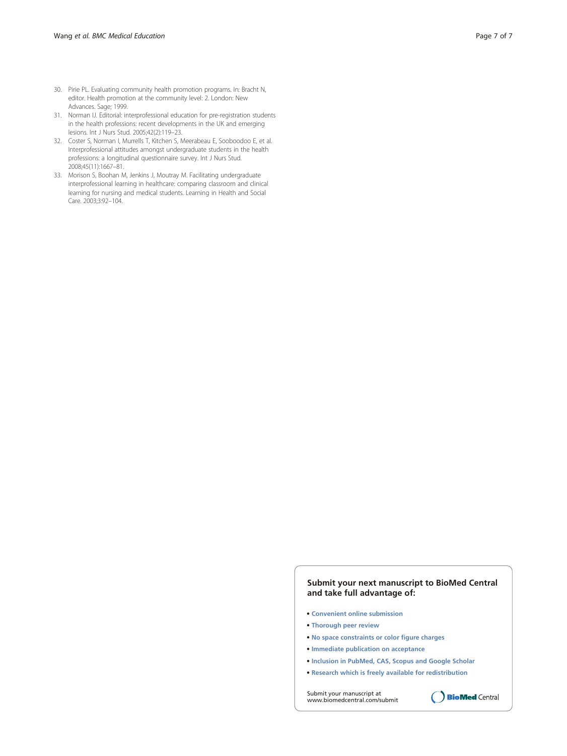30. Pirie PL. Evaluating community health promotion programs. In: Bracht N, editor. Health promotion at the community level: 2. London: New Advances. Sage; 1999.
31. Norman IJ. Editorial: interprofessional education for pre-registration students in the health professions: recent developments in the UK and emerging lesions. Int J Nurs Stud. 2005;42(2):119–23.
32. Coster S, Norman I, Murrells T, Kitchen S, Meerabeau E, Sooboodoo E, et al. Interprofessional attitudes amongst undergraduate students in the health professions: a longitudinal questionnaire survey. Int J Nurs Stud. 2008;45(11):1667–81.
33. Morison S, Boohan M, Jenkins J, Moutray M. Facilitating undergraduate interprofessional learning in healthcare: comparing classroom and clinical learning for nursing and medical students. Learning in Health and Social Care. 2003;3:92–104.

**Submit your next manuscript to BioMed Central and take full advantage of:**

- **Convenient online submission**
- **Thorough peer review**
- **No space constraints or color figure charges**
- **Immediate publication on acceptance**
- **Inclusion in PubMed, CAS, Scopus and Google Scholar**
- **Research which is freely available for redistribution**

Submit your manuscript at
www.biomedcentral.com/submit

BioMed Central